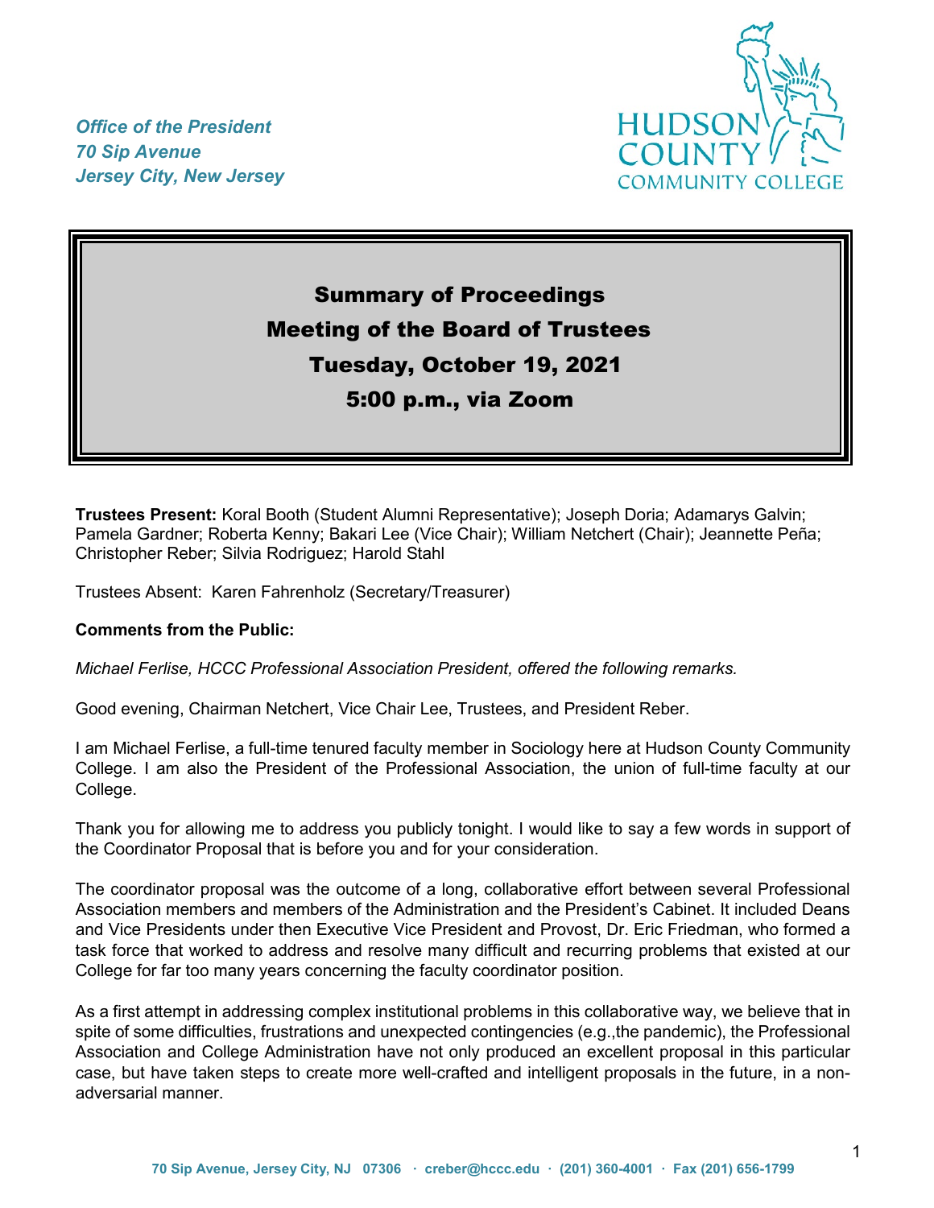*Office of the President*
*70 Sip Avenue*
*Jersey City, New Jersey*

HUDSON COUNTY COMMUNITY COLLEGE

# Summary of Proceedings
# Meeting of the Board of Trustees
# Tuesday, October 19, 2021
# 5:00 p.m., via Zoom

**Trustees Present:** Koral Booth (Student Alumni Representative); Joseph Doria; Adamarys Galvin; Pamela Gardner; Roberta Kenny; Bakari Lee (Vice Chair); William Netchert (Chair); Jeannette Peña; Christopher Reber; Silvia Rodriguez; Harold Stahl

Trustees Absent: Karen Fahrenholz (Secretary/Treasurer)

**Comments from the Public:**

*Michael Ferlise, HCCC Professional Association President, offered the following remarks.*

Good evening, Chairman Netchert, Vice Chair Lee, Trustees, and President Reber.

I am Michael Ferlise, a full-time tenured faculty member in Sociology here at Hudson County Community College. I am also the President of the Professional Association, the union of full-time faculty at our College.

Thank you for allowing me to address you publicly tonight. I would like to say a few words in support of the Coordinator Proposal that is before you and for your consideration.

The coordinator proposal was the outcome of a long, collaborative effort between several Professional Association members and members of the Administration and the President's Cabinet. It included Deans and Vice Presidents under then Executive Vice President and Provost, Dr. Eric Friedman, who formed a task force that worked to address and resolve many difficult and recurring problems that existed at our College for far too many years concerning the faculty coordinator position.

As a first attempt in addressing complex institutional problems in this collaborative way, we believe that in spite of some difficulties, frustrations and unexpected contingencies (e.g.,the pandemic), the Professional Association and College Administration have not only produced an excellent proposal in this particular case, but have taken steps to create more well-crafted and intelligent proposals in the future, in a non-adversarial manner.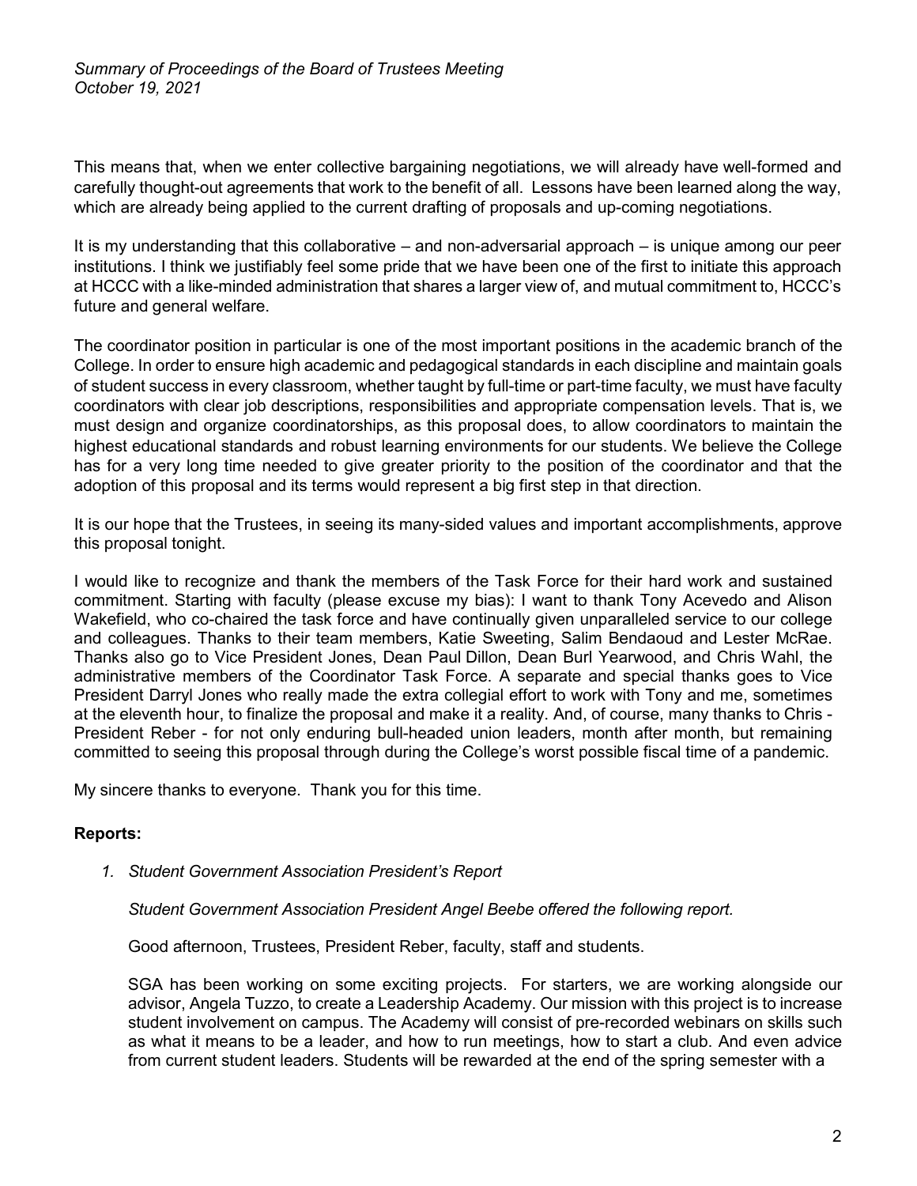This means that, when we enter collective bargaining negotiations, we will already have well-formed and carefully thought-out agreements that work to the benefit of all. Lessons have been learned along the way, which are already being applied to the current drafting of proposals and up-coming negotiations.

It is my understanding that this collaborative – and non-adversarial approach – is unique among our peer institutions. I think we justifiably feel some pride that we have been one of the first to initiate this approach at HCCC with a like-minded administration that shares a larger view of, and mutual commitment to, HCCC's future and general welfare.

The coordinator position in particular is one of the most important positions in the academic branch of the College. In order to ensure high academic and pedagogical standards in each discipline and maintain goals of student success in every classroom, whether taught by full-time or part-time faculty, we must have faculty coordinators with clear job descriptions, responsibilities and appropriate compensation levels. That is, we must design and organize coordinatorships, as this proposal does, to allow coordinators to maintain the highest educational standards and robust learning environments for our students. We believe the College has for a very long time needed to give greater priority to the position of the coordinator and that the adoption of this proposal and its terms would represent a big first step in that direction.

It is our hope that the Trustees, in seeing its many-sided values and important accomplishments, approve this proposal tonight.

I would like to recognize and thank the members of the Task Force for their hard work and sustained commitment. Starting with faculty (please excuse my bias): I want to thank Tony Acevedo and Alison Wakefield, who co-chaired the task force and have continually given unparalleled service to our college and colleagues. Thanks to their team members, Katie Sweeting, Salim Bendaoud and Lester McRae. Thanks also go to Vice President Jones, Dean Paul Dillon, Dean Burl Yearwood, and Chris Wahl, the administrative members of the Coordinator Task Force. A separate and special thanks goes to Vice President Darryl Jones who really made the extra collegial effort to work with Tony and me, sometimes at the eleventh hour, to finalize the proposal and make it a reality. And, of course, many thanks to Chris - President Reber - for not only enduring bull-headed union leaders, month after month, but remaining committed to seeing this proposal through during the College's worst possible fiscal time of a pandemic.

My sincere thanks to everyone. Thank you for this time.

**Reports:**

1. *Student Government Association President's Report*

   *Student Government Association President Angel Beebe offered the following report.*

   Good afternoon, Trustees, President Reber, faculty, staff and students.

   SGA has been working on some exciting projects. For starters, we are working alongside our advisor, Angela Tuzzo, to create a Leadership Academy. Our mission with this project is to increase student involvement on campus. The Academy will consist of pre-recorded webinars on skills such as what it means to be a leader, and how to run meetings, how to start a club. And even advice from current student leaders. Students will be rewarded at the end of the spring semester with a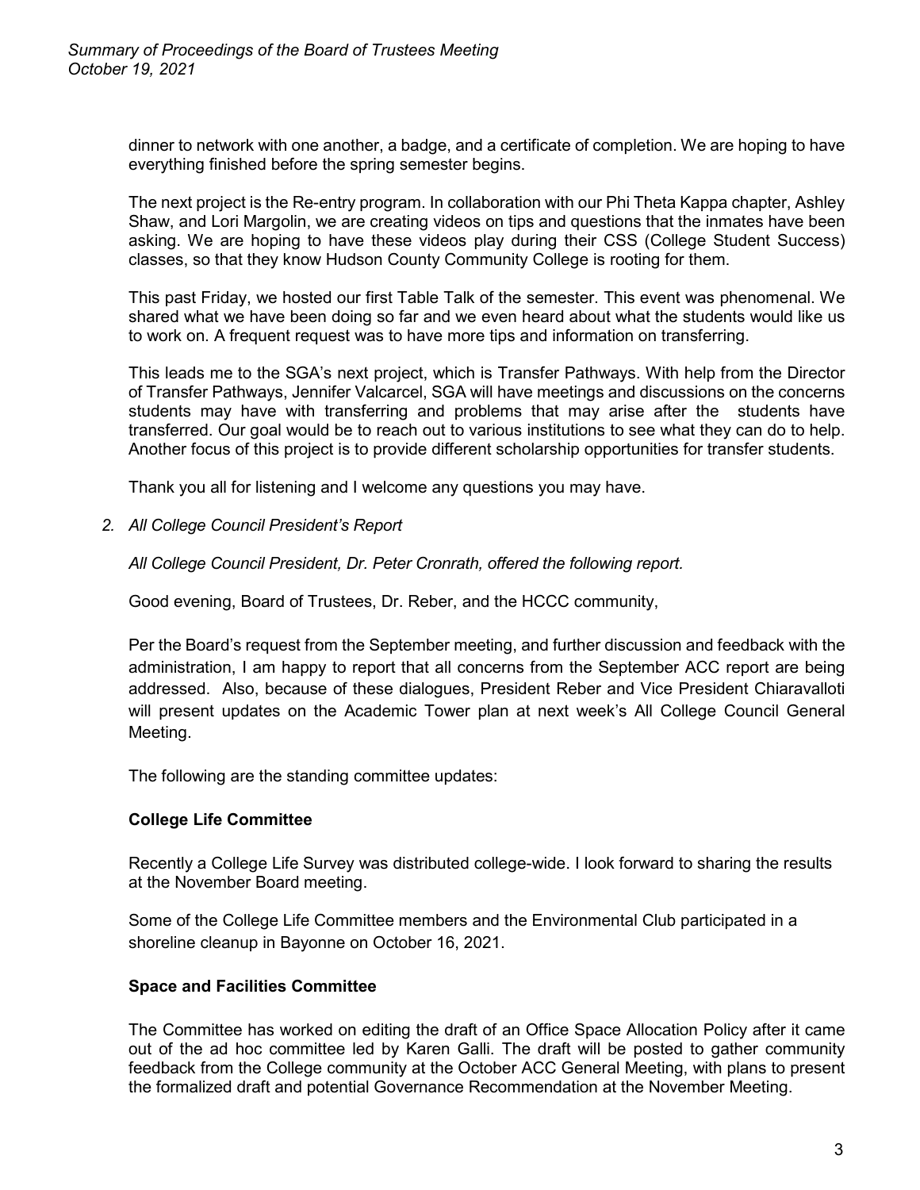dinner to network with one another, a badge, and a certificate of completion. We are hoping to have everything finished before the spring semester begins.

The next project is the Re-entry program. In collaboration with our Phi Theta Kappa chapter, Ashley Shaw, and Lori Margolin, we are creating videos on tips and questions that the inmates have been asking. We are hoping to have these videos play during their CSS (College Student Success) classes, so that they know Hudson County Community College is rooting for them.

This past Friday, we hosted our first Table Talk of the semester. This event was phenomenal. We shared what we have been doing so far and we even heard about what the students would like us to work on. A frequent request was to have more tips and information on transferring.

This leads me to the SGA's next project, which is Transfer Pathways. With help from the Director of Transfer Pathways, Jennifer Valcarcel, SGA will have meetings and discussions on the concerns students may have with transferring and problems that may arise after the students have transferred. Our goal would be to reach out to various institutions to see what they can do to help. Another focus of this project is to provide different scholarship opportunities for transfer students.

Thank you all for listening and I welcome any questions you may have.

2. *All College Council President's Report*

*All College Council President, Dr. Peter Cronrath, offered the following report.*

Good evening, Board of Trustees, Dr. Reber, and the HCCC community,

Per the Board's request from the September meeting, and further discussion and feedback with the administration, I am happy to report that all concerns from the September ACC report are being addressed. Also, because of these dialogues, President Reber and Vice President Chiaravalloti will present updates on the Academic Tower plan at next week's All College Council General Meeting.

The following are the standing committee updates:

**College Life Committee**

Recently a College Life Survey was distributed college-wide. I look forward to sharing the results at the November Board meeting.

Some of the College Life Committee members and the Environmental Club participated in a shoreline cleanup in Bayonne on October 16, 2021.

**Space and Facilities Committee**

The Committee has worked on editing the draft of an Office Space Allocation Policy after it came out of the ad hoc committee led by Karen Galli. The draft will be posted to gather community feedback from the College community at the October ACC General Meeting, with plans to present the formalized draft and potential Governance Recommendation at the November Meeting.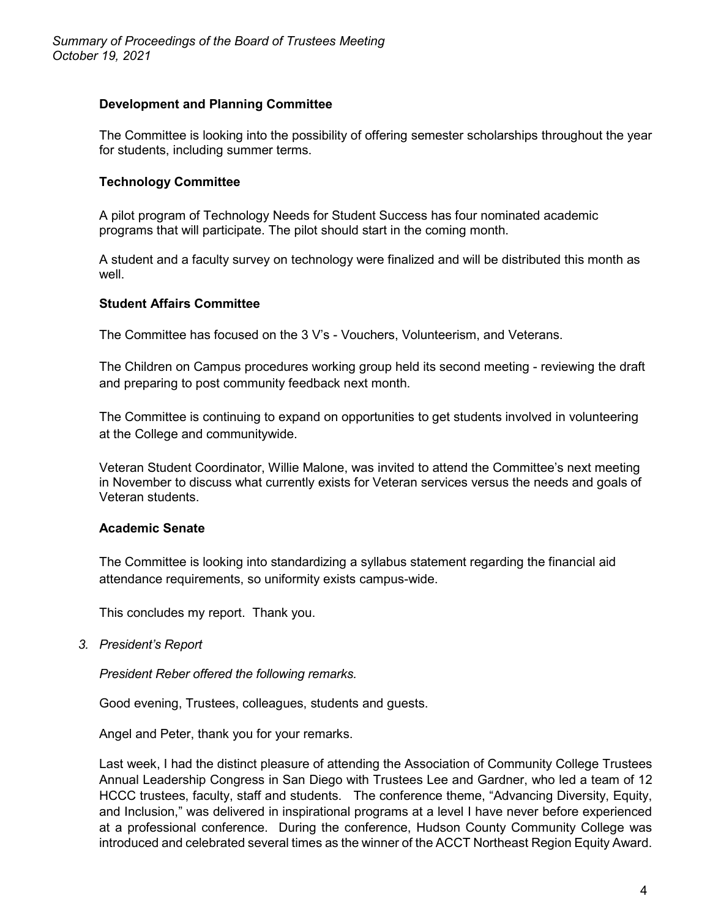**Development and Planning Committee**

The Committee is looking into the possibility of offering semester scholarships throughout the year for students, including summer terms.

**Technology Committee**

A pilot program of Technology Needs for Student Success has four nominated academic programs that will participate. The pilot should start in the coming month.

A student and a faculty survey on technology were finalized and will be distributed this month as well.

**Student Affairs Committee**

The Committee has focused on the 3 V's - Vouchers, Volunteerism, and Veterans.

The Children on Campus procedures working group held its second meeting - reviewing the draft and preparing to post community feedback next month.

The Committee is continuing to expand on opportunities to get students involved in volunteering at the College and communitywide.

Veteran Student Coordinator, Willie Malone, was invited to attend the Committee's next meeting in November to discuss what currently exists for Veteran services versus the needs and goals of Veteran students.

**Academic Senate**

The Committee is looking into standardizing a syllabus statement regarding the financial aid attendance requirements, so uniformity exists campus-wide.

This concludes my report. Thank you.

3. *President's Report*

*President Reber offered the following remarks.*

Good evening, Trustees, colleagues, students and guests.

Angel and Peter, thank you for your remarks.

Last week, I had the distinct pleasure of attending the Association of Community College Trustees Annual Leadership Congress in San Diego with Trustees Lee and Gardner, who led a team of 12 HCCC trustees, faculty, staff and students. The conference theme, "Advancing Diversity, Equity, and Inclusion," was delivered in inspirational programs at a level I have never before experienced at a professional conference. During the conference, Hudson County Community College was introduced and celebrated several times as the winner of the ACCT Northeast Region Equity Award.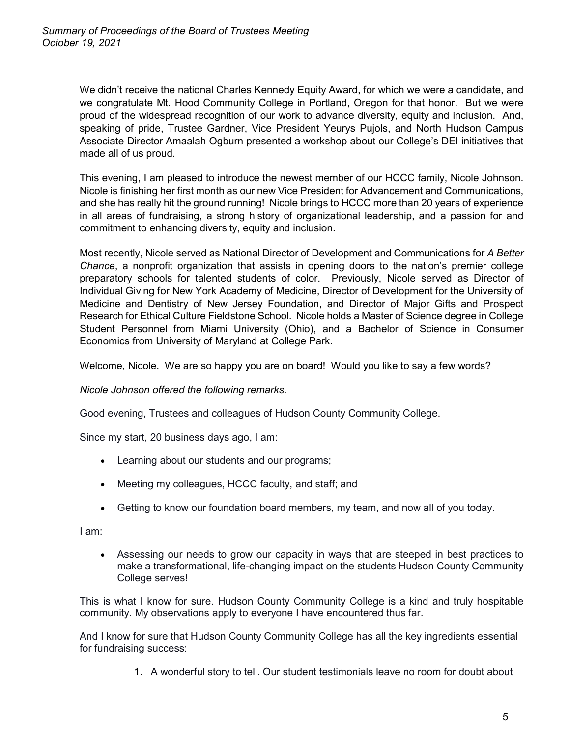We didn't receive the national Charles Kennedy Equity Award, for which we were a candidate, and we congratulate Mt. Hood Community College in Portland, Oregon for that honor. But we were proud of the widespread recognition of our work to advance diversity, equity and inclusion. And, speaking of pride, Trustee Gardner, Vice President Yeurys Pujols, and North Hudson Campus Associate Director Amaalah Ogburn presented a workshop about our College's DEI initiatives that made all of us proud.

This evening, I am pleased to introduce the newest member of our HCCC family, Nicole Johnson. Nicole is finishing her first month as our new Vice President for Advancement and Communications, and she has really hit the ground running! Nicole brings to HCCC more than 20 years of experience in all areas of fundraising, a strong history of organizational leadership, and a passion for and commitment to enhancing diversity, equity and inclusion.

Most recently, Nicole served as National Director of Development and Communications for *A Better Chance*, a nonprofit organization that assists in opening doors to the nation's premier college preparatory schools for talented students of color. Previously, Nicole served as Director of Individual Giving for New York Academy of Medicine, Director of Development for the University of Medicine and Dentistry of New Jersey Foundation, and Director of Major Gifts and Prospect Research for Ethical Culture Fieldstone School. Nicole holds a Master of Science degree in College Student Personnel from Miami University (Ohio), and a Bachelor of Science in Consumer Economics from University of Maryland at College Park.

Welcome, Nicole. We are so happy you are on board! Would you like to say a few words?

*Nicole Johnson offered the following remarks.*

Good evening, Trustees and colleagues of Hudson County Community College.

Since my start, 20 business days ago, I am:

- Learning about our students and our programs;
- Meeting my colleagues, HCCC faculty, and staff; and
- Getting to know our foundation board members, my team, and now all of you today.

I am:

- Assessing our needs to grow our capacity in ways that are steeped in best practices to make a transformational, life-changing impact on the students Hudson County Community College serves!

This is what I know for sure. Hudson County Community College is a kind and truly hospitable community. My observations apply to everyone I have encountered thus far.

And I know for sure that Hudson County Community College has all the key ingredients essential for fundraising success:

1. A wonderful story to tell. Our student testimonials leave no room for doubt about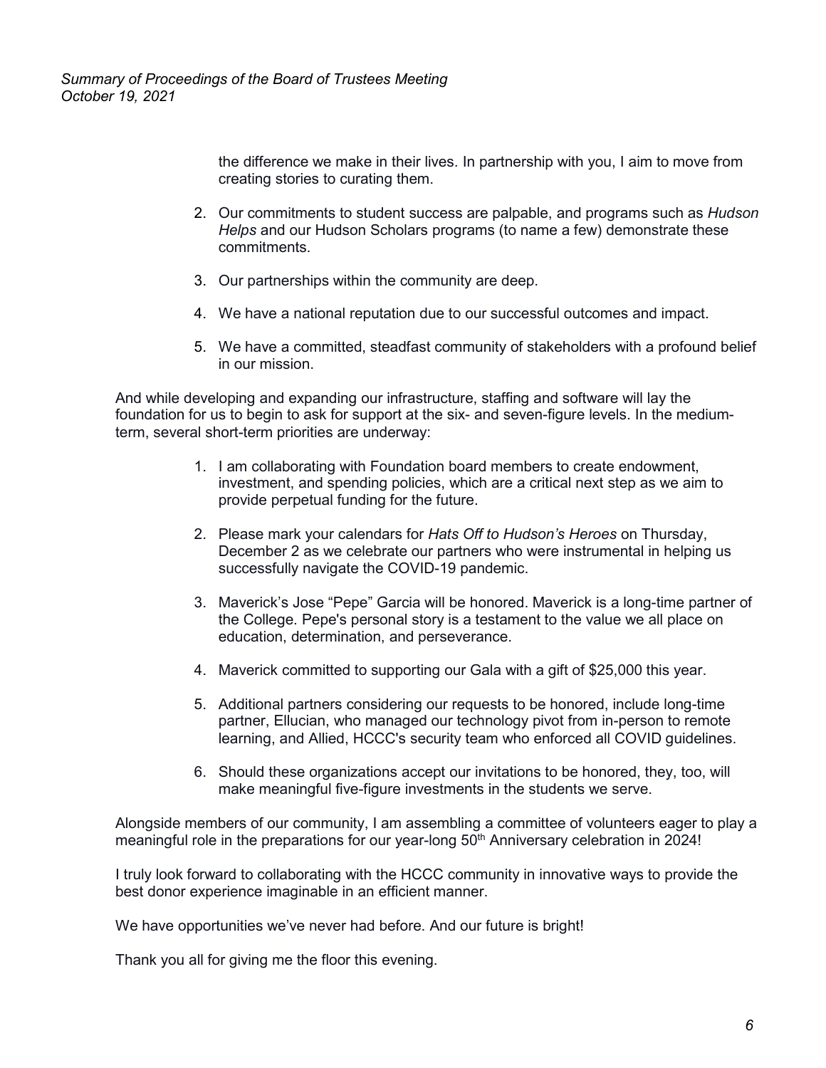the difference we make in their lives. In partnership with you, I aim to move from creating stories to curating them.

2. Our commitments to student success are palpable, and programs such as *Hudson Helps* and our Hudson Scholars programs (to name a few) demonstrate these commitments.

3. Our partnerships within the community are deep.

4. We have a national reputation due to our successful outcomes and impact.

5. We have a committed, steadfast community of stakeholders with a profound belief in our mission.

And while developing and expanding our infrastructure, staffing and software will lay the foundation for us to begin to ask for support at the six- and seven-figure levels. In the medium-term, several short-term priorities are underway:

1. I am collaborating with Foundation board members to create endowment, investment, and spending policies, which are a critical next step as we aim to provide perpetual funding for the future.

2. Please mark your calendars for *Hats Off to Hudson's Heroes* on Thursday, December 2 as we celebrate our partners who were instrumental in helping us successfully navigate the COVID-19 pandemic.

3. Maverick's Jose "Pepe" Garcia will be honored. Maverick is a long-time partner of the College. Pepe's personal story is a testament to the value we all place on education, determination, and perseverance.

4. Maverick committed to supporting our Gala with a gift of $25,000 this year.

5. Additional partners considering our requests to be honored, include long-time partner, Ellucian, who managed our technology pivot from in-person to remote learning, and Allied, HCCC's security team who enforced all COVID guidelines.

6. Should these organizations accept our invitations to be honored, they, too, will make meaningful five-figure investments in the students we serve.

Alongside members of our community, I am assembling a committee of volunteers eager to play a meaningful role in the preparations for our year-long 50th Anniversary celebration in 2024!

I truly look forward to collaborating with the HCCC community in innovative ways to provide the best donor experience imaginable in an efficient manner.

We have opportunities we've never had before. And our future is bright!

Thank you all for giving me the floor this evening.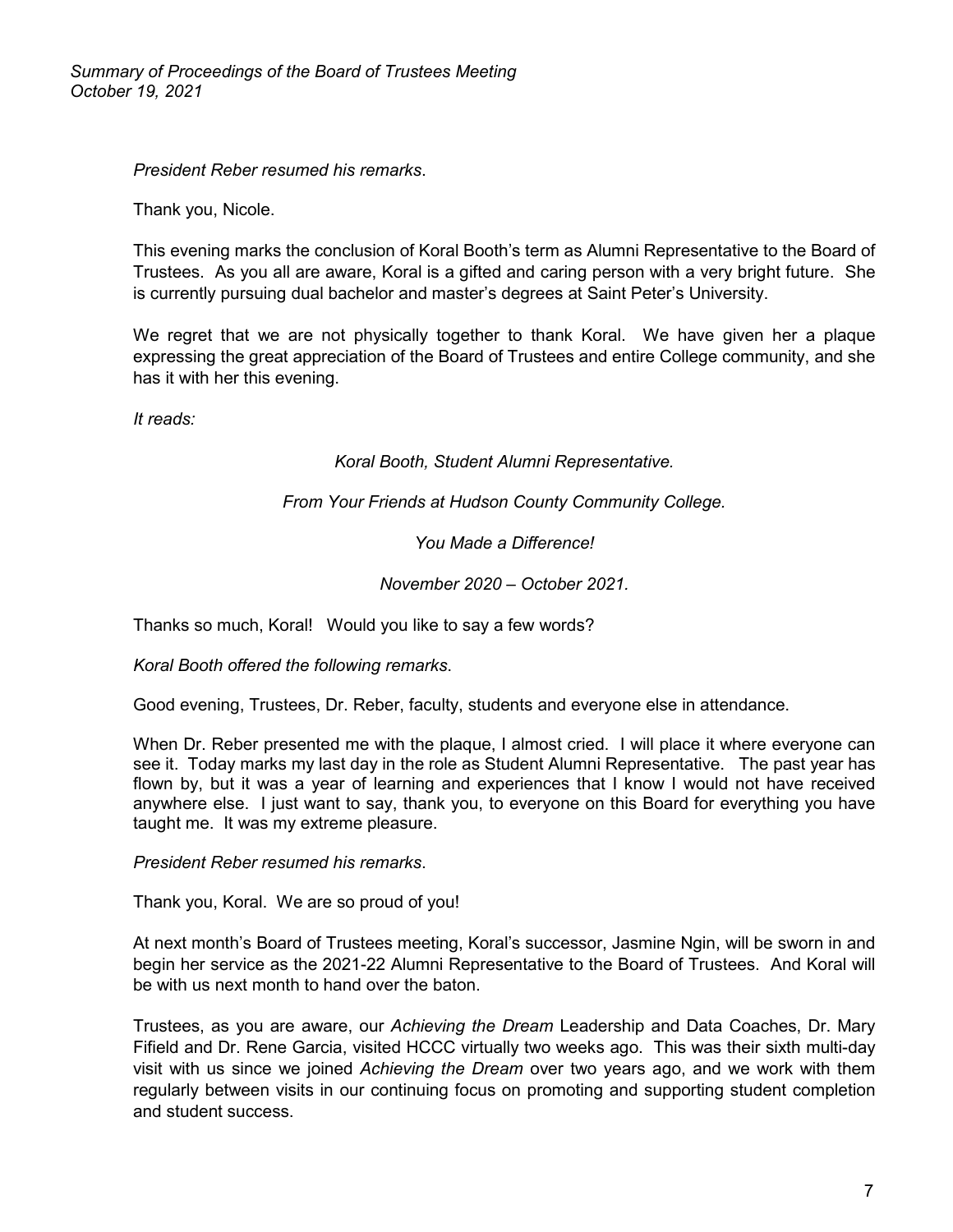*President Reber resumed his remarks*.

Thank you, Nicole.

This evening marks the conclusion of Koral Booth's term as Alumni Representative to the Board of Trustees. As you all are aware, Koral is a gifted and caring person with a very bright future. She is currently pursuing dual bachelor and master's degrees at Saint Peter's University.

We regret that we are not physically together to thank Koral. We have given her a plaque expressing the great appreciation of the Board of Trustees and entire College community, and she has it with her this evening.

*It reads:*

*Koral Booth, Student Alumni Representative.*

*From Your Friends at Hudson County Community College.*

*You Made a Difference!*

*November 2020 – October 2021.*

Thanks so much, Koral! Would you like to say a few words?

*Koral Booth offered the following remarks.*

Good evening, Trustees, Dr. Reber, faculty, students and everyone else in attendance.

When Dr. Reber presented me with the plaque, I almost cried. I will place it where everyone can see it. Today marks my last day in the role as Student Alumni Representative. The past year has flown by, but it was a year of learning and experiences that I know I would not have received anywhere else. I just want to say, thank you, to everyone on this Board for everything you have taught me. It was my extreme pleasure.

*President Reber resumed his remarks*.

Thank you, Koral. We are so proud of you!

At next month's Board of Trustees meeting, Koral's successor, Jasmine Ngin, will be sworn in and begin her service as the 2021-22 Alumni Representative to the Board of Trustees. And Koral will be with us next month to hand over the baton.

Trustees, as you are aware, our *Achieving the Dream* Leadership and Data Coaches, Dr. Mary Fifield and Dr. Rene Garcia, visited HCCC virtually two weeks ago. This was their sixth multi-day visit with us since we joined *Achieving the Dream* over two years ago, and we work with them regularly between visits in our continuing focus on promoting and supporting student completion and student success.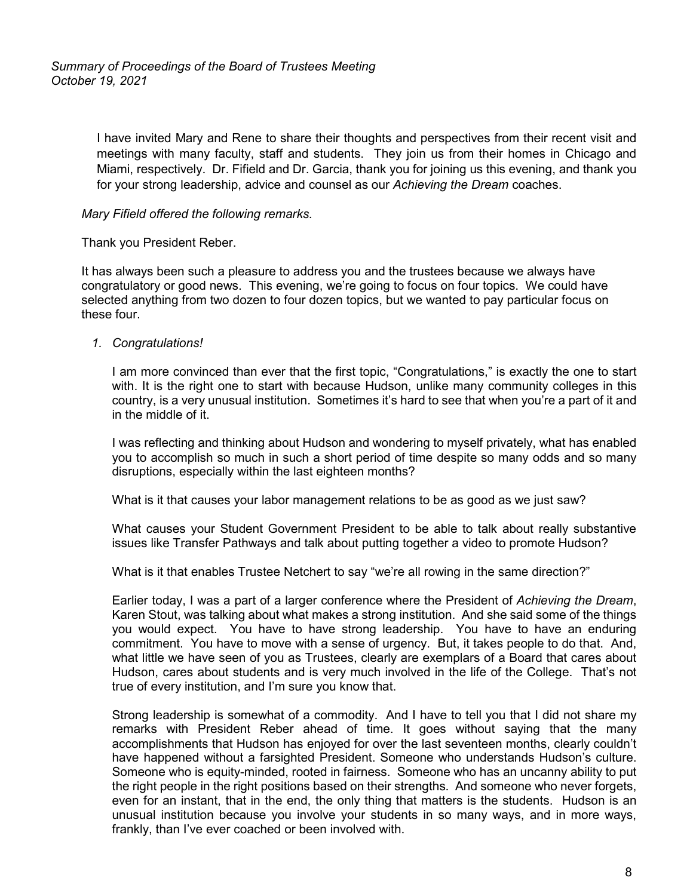I have invited Mary and Rene to share their thoughts and perspectives from their recent visit and meetings with many faculty, staff and students. They join us from their homes in Chicago and Miami, respectively. Dr. Fifield and Dr. Garcia, thank you for joining us this evening, and thank you for your strong leadership, advice and counsel as our *Achieving the Dream* coaches.

*Mary Fifield offered the following remarks.*

Thank you President Reber.

It has always been such a pleasure to address you and the trustees because we always have congratulatory or good news. This evening, we're going to focus on four topics. We could have selected anything from two dozen to four dozen topics, but we wanted to pay particular focus on these four.

1. *Congratulations!*

   I am more convinced than ever that the first topic, "Congratulations," is exactly the one to start with. It is the right one to start with because Hudson, unlike many community colleges in this country, is a very unusual institution. Sometimes it's hard to see that when you're a part of it and in the middle of it.

   I was reflecting and thinking about Hudson and wondering to myself privately, what has enabled you to accomplish so much in such a short period of time despite so many odds and so many disruptions, especially within the last eighteen months?

   What is it that causes your labor management relations to be as good as we just saw?

   What causes your Student Government President to be able to talk about really substantive issues like Transfer Pathways and talk about putting together a video to promote Hudson?

   What is it that enables Trustee Netchert to say "we're all rowing in the same direction?"

   Earlier today, I was a part of a larger conference where the President of *Achieving the Dream*, Karen Stout, was talking about what makes a strong institution. And she said some of the things you would expect. You have to have strong leadership. You have to have an enduring commitment. You have to move with a sense of urgency. But, it takes people to do that. And, what little we have seen of you as Trustees, clearly are exemplars of a Board that cares about Hudson, cares about students and is very much involved in the life of the College. That's not true of every institution, and I'm sure you know that.

   Strong leadership is somewhat of a commodity. And I have to tell you that I did not share my remarks with President Reber ahead of time. It goes without saying that the many accomplishments that Hudson has enjoyed for over the last seventeen months, clearly couldn't have happened without a farsighted President. Someone who understands Hudson's culture. Someone who is equity-minded, rooted in fairness. Someone who has an uncanny ability to put the right people in the right positions based on their strengths. And someone who never forgets, even for an instant, that in the end, the only thing that matters is the students. Hudson is an unusual institution because you involve your students in so many ways, and in more ways, frankly, than I've ever coached or been involved with.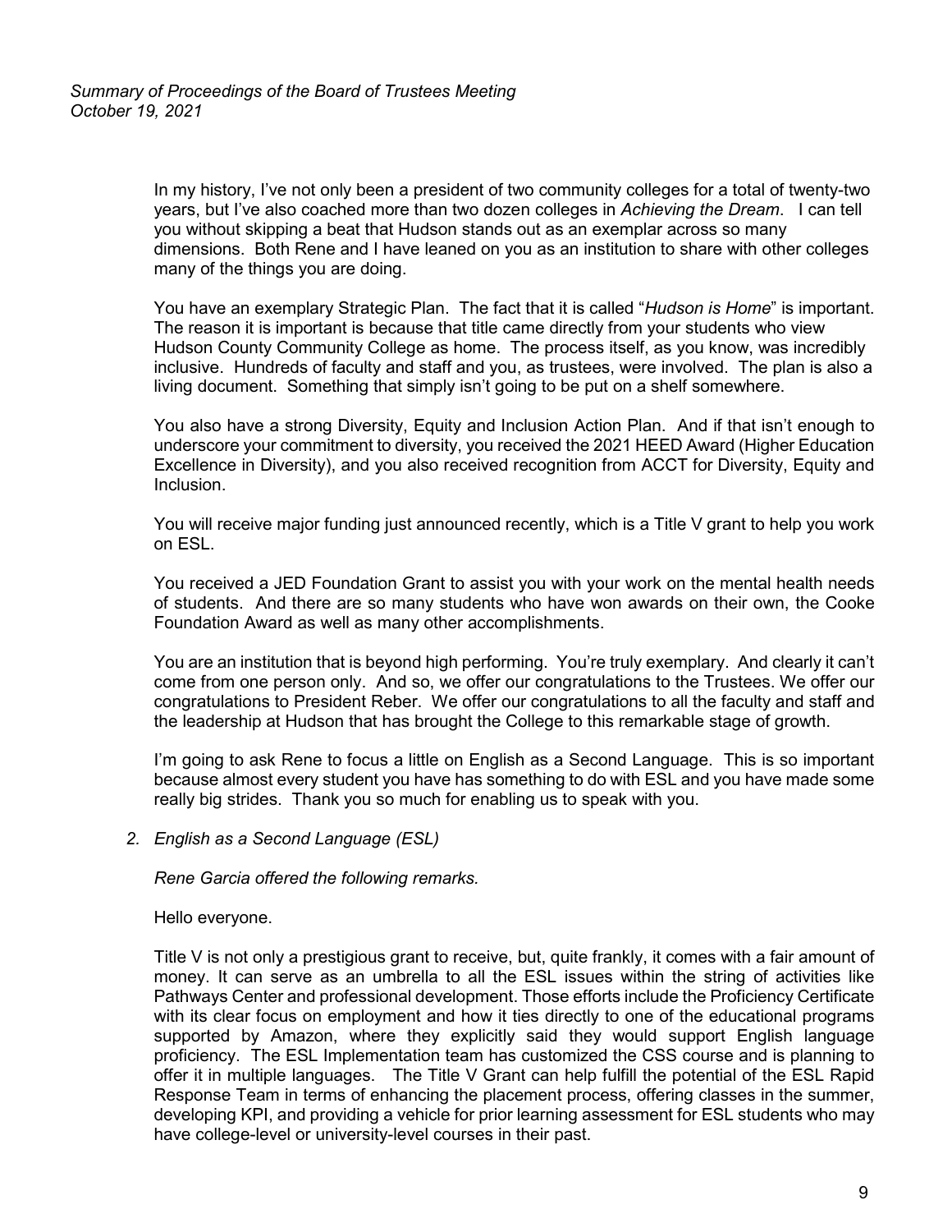In my history, I've not only been a president of two community colleges for a total of twenty-two years, but I've also coached more than two dozen colleges in *Achieving the Dream*. I can tell you without skipping a beat that Hudson stands out as an exemplar across so many dimensions. Both Rene and I have leaned on you as an institution to share with other colleges many of the things you are doing.

You have an exemplary Strategic Plan. The fact that it is called "*Hudson is Home*" is important. The reason it is important is because that title came directly from your students who view Hudson County Community College as home. The process itself, as you know, was incredibly inclusive. Hundreds of faculty and staff and you, as trustees, were involved. The plan is also a living document. Something that simply isn't going to be put on a shelf somewhere.

You also have a strong Diversity, Equity and Inclusion Action Plan. And if that isn't enough to underscore your commitment to diversity, you received the 2021 HEED Award (Higher Education Excellence in Diversity), and you also received recognition from ACCT for Diversity, Equity and Inclusion.

You will receive major funding just announced recently, which is a Title V grant to help you work on ESL.

You received a JED Foundation Grant to assist you with your work on the mental health needs of students. And there are so many students who have won awards on their own, the Cooke Foundation Award as well as many other accomplishments.

You are an institution that is beyond high performing. You're truly exemplary. And clearly it can't come from one person only. And so, we offer our congratulations to the Trustees. We offer our congratulations to President Reber. We offer our congratulations to all the faculty and staff and the leadership at Hudson that has brought the College to this remarkable stage of growth.

I'm going to ask Rene to focus a little on English as a Second Language. This is so important because almost every student you have has something to do with ESL and you have made some really big strides. Thank you so much for enabling us to speak with you.

2. *English as a Second Language (ESL)*

   *Rene Garcia offered the following remarks.*

   Hello everyone.

   Title V is not only a prestigious grant to receive, but, quite frankly, it comes with a fair amount of money. It can serve as an umbrella to all the ESL issues within the string of activities like Pathways Center and professional development. Those efforts include the Proficiency Certificate with its clear focus on employment and how it ties directly to one of the educational programs supported by Amazon, where they explicitly said they would support English language proficiency. The ESL Implementation team has customized the CSS course and is planning to offer it in multiple languages. The Title V Grant can help fulfill the potential of the ESL Rapid Response Team in terms of enhancing the placement process, offering classes in the summer, developing KPI, and providing a vehicle for prior learning assessment for ESL students who may have college-level or university-level courses in their past.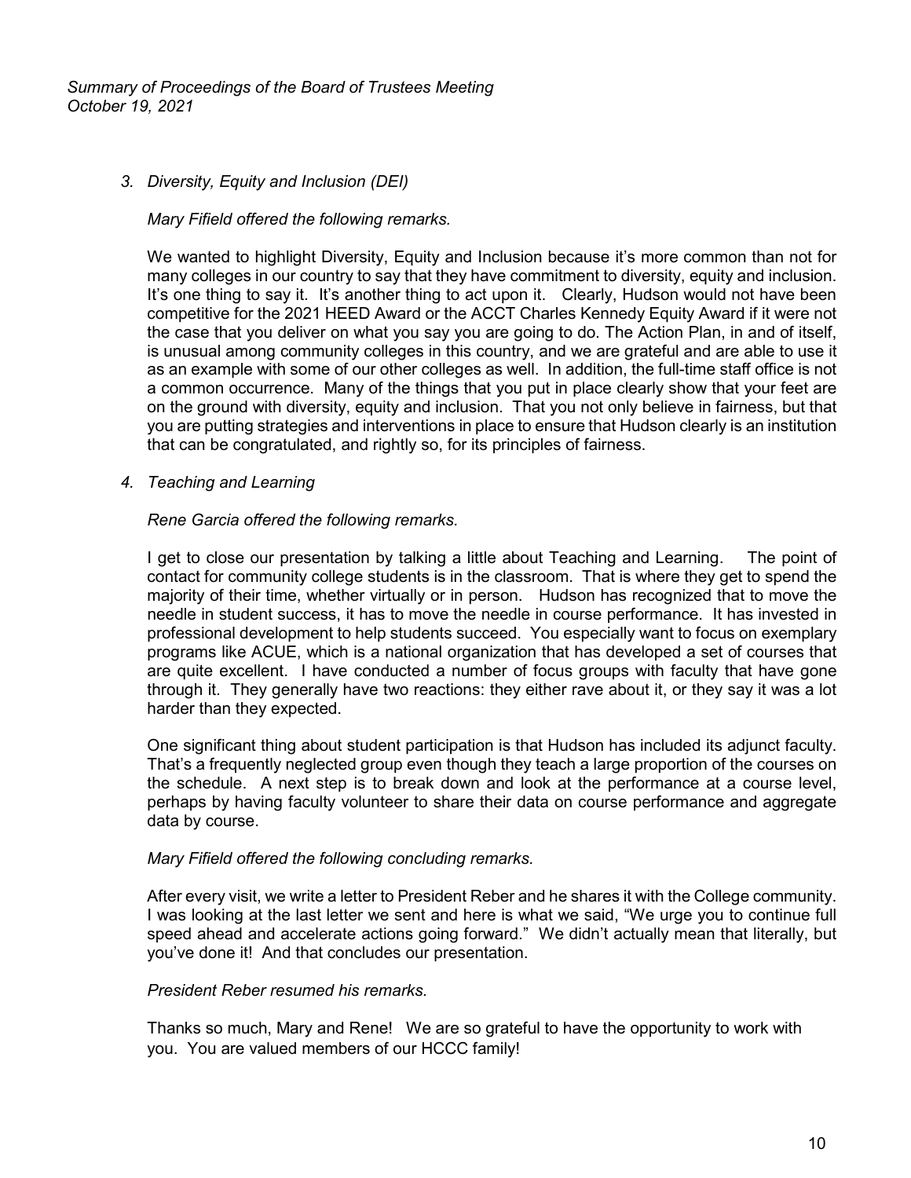3. *Diversity, Equity and Inclusion (DEI)*

   *Mary Fifield offered the following remarks.*

   We wanted to highlight Diversity, Equity and Inclusion because it's more common than not for many colleges in our country to say that they have commitment to diversity, equity and inclusion. It's one thing to say it. It's another thing to act upon it. Clearly, Hudson would not have been competitive for the 2021 HEED Award or the ACCT Charles Kennedy Equity Award if it were not the case that you deliver on what you say you are going to do. The Action Plan, in and of itself, is unusual among community colleges in this country, and we are grateful and are able to use it as an example with some of our other colleges as well. In addition, the full-time staff office is not a common occurrence. Many of the things that you put in place clearly show that your feet are on the ground with diversity, equity and inclusion. That you not only believe in fairness, but that you are putting strategies and interventions in place to ensure that Hudson clearly is an institution that can be congratulated, and rightly so, for its principles of fairness.

4. *Teaching and Learning*

   *Rene Garcia offered the following remarks.*

   I get to close our presentation by talking a little about Teaching and Learning. The point of contact for community college students is in the classroom. That is where they get to spend the majority of their time, whether virtually or in person. Hudson has recognized that to move the needle in student success, it has to move the needle in course performance. It has invested in professional development to help students succeed. You especially want to focus on exemplary programs like ACUE, which is a national organization that has developed a set of courses that are quite excellent. I have conducted a number of focus groups with faculty that have gone through it. They generally have two reactions: they either rave about it, or they say it was a lot harder than they expected.

   One significant thing about student participation is that Hudson has included its adjunct faculty. That's a frequently neglected group even though they teach a large proportion of the courses on the schedule. A next step is to break down and look at the performance at a course level, perhaps by having faculty volunteer to share their data on course performance and aggregate data by course.

   *Mary Fifield offered the following concluding remarks.*

   After every visit, we write a letter to President Reber and he shares it with the College community. I was looking at the last letter we sent and here is what we said, "We urge you to continue full speed ahead and accelerate actions going forward." We didn't actually mean that literally, but you've done it! And that concludes our presentation.

   *President Reber resumed his remarks.*

   Thanks so much, Mary and Rene! We are so grateful to have the opportunity to work with you. You are valued members of our HCCC family!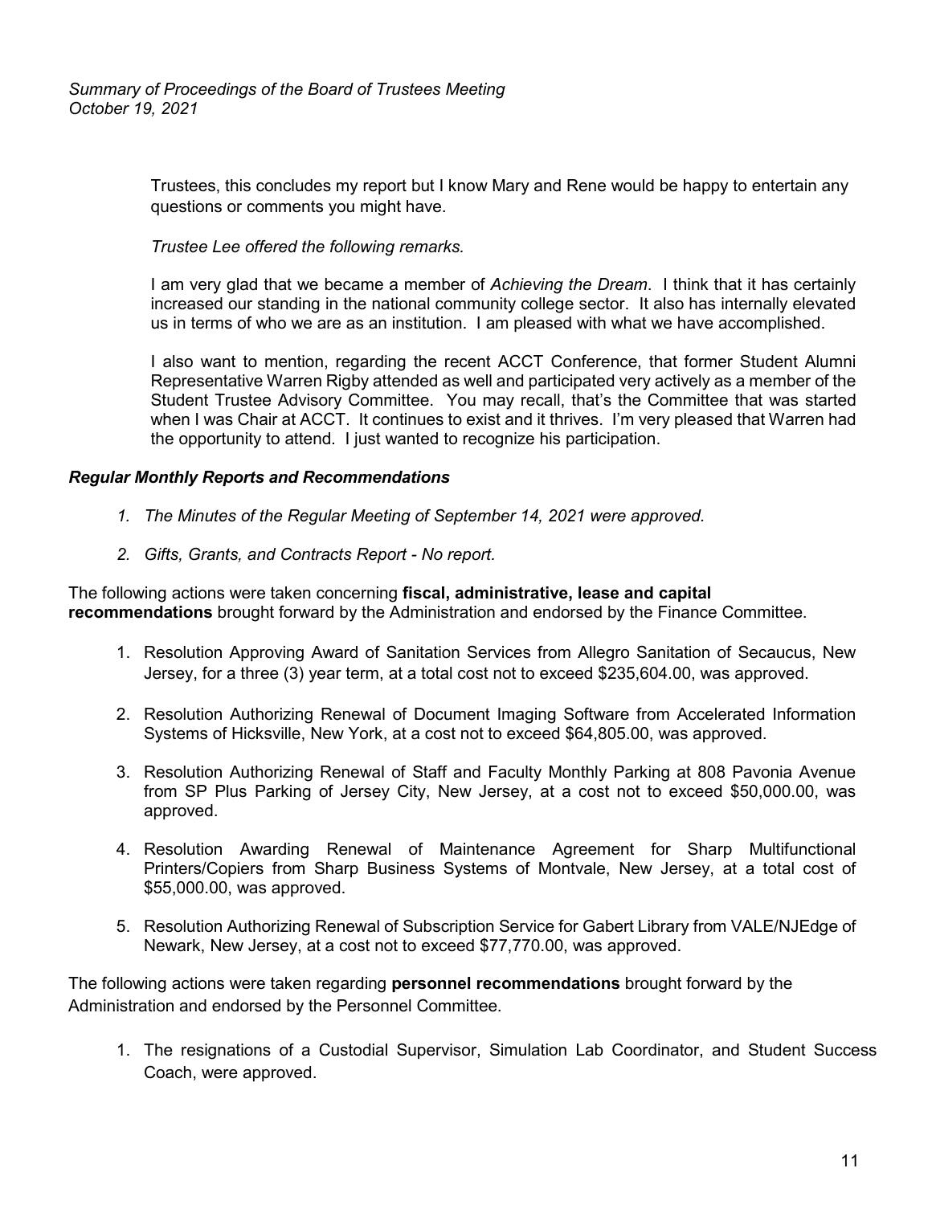Trustees, this concludes my report but I know Mary and Rene would be happy to entertain any questions or comments you might have.

*Trustee Lee offered the following remarks.*

I am very glad that we became a member of *Achieving the Dream*. I think that it has certainly increased our standing in the national community college sector. It also has internally elevated us in terms of who we are as an institution. I am pleased with what we have accomplished.

I also want to mention, regarding the recent ACCT Conference, that former Student Alumni Representative Warren Rigby attended as well and participated very actively as a member of the Student Trustee Advisory Committee. You may recall, that's the Committee that was started when I was Chair at ACCT. It continues to exist and it thrives. I'm very pleased that Warren had the opportunity to attend. I just wanted to recognize his participation.

***Regular Monthly Reports and Recommendations***

1. *The Minutes of the Regular Meeting of September 14, 2021 were approved.*
2. *Gifts, Grants, and Contracts Report - No report.*

The following actions were taken concerning **fiscal, administrative, lease and capital recommendations** brought forward by the Administration and endorsed by the Finance Committee.

1. Resolution Approving Award of Sanitation Services from Allegro Sanitation of Secaucus, New Jersey, for a three (3) year term, at a total cost not to exceed $235,604.00, was approved.
2. Resolution Authorizing Renewal of Document Imaging Software from Accelerated Information Systems of Hicksville, New York, at a cost not to exceed $64,805.00, was approved.
3. Resolution Authorizing Renewal of Staff and Faculty Monthly Parking at 808 Pavonia Avenue from SP Plus Parking of Jersey City, New Jersey, at a cost not to exceed $50,000.00, was approved.
4. Resolution Awarding Renewal of Maintenance Agreement for Sharp Multifunctional Printers/Copiers from Sharp Business Systems of Montvale, New Jersey, at a total cost of $55,000.00, was approved.
5. Resolution Authorizing Renewal of Subscription Service for Gabert Library from VALE/NJEdge of Newark, New Jersey, at a cost not to exceed $77,770.00, was approved.

The following actions were taken regarding **personnel recommendations** brought forward by the Administration and endorsed by the Personnel Committee.

1. The resignations of a Custodial Supervisor, Simulation Lab Coordinator, and Student Success Coach, were approved.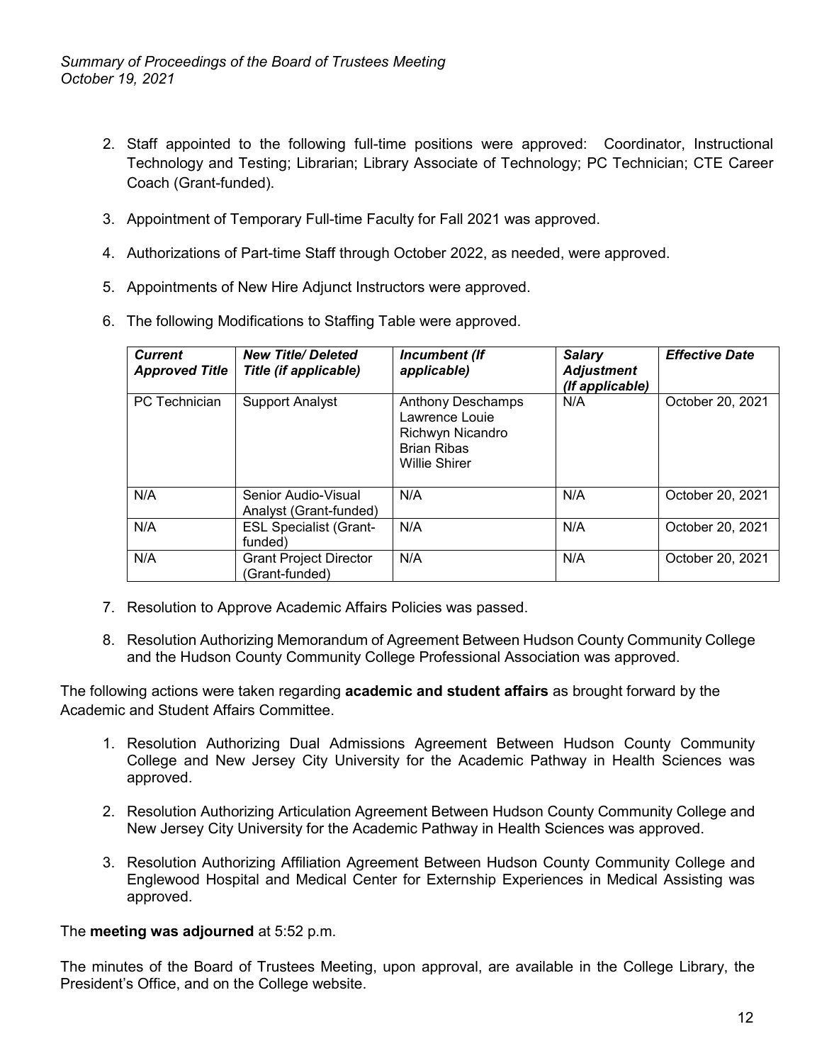2. Staff appointed to the following full-time positions were approved: Coordinator, Instructional Technology and Testing; Librarian; Library Associate of Technology; PC Technician; CTE Career Coach (Grant-funded).

3. Appointment of Temporary Full-time Faculty for Fall 2021 was approved.

4. Authorizations of Part-time Staff through October 2022, as needed, were approved.

5. Appointments of New Hire Adjunct Instructors were approved.

6. The following Modifications to Staffing Table were approved.

| ***Current Approved Title*** | ***New Title/ Deleted Title (if applicable)*** | ***Incumbent (If applicable)*** | ***Salary Adjustment (If applicable)*** | ***Effective Date*** |
|---|---|---|---|---|
| PC Technician | Support Analyst | Anthony Deschamps<br>Lawrence Louie<br>Richwyn Nicandro<br>Brian Ribas<br>Willie Shirer | N/A | October 20, 2021 |
| N/A | Senior Audio-Visual Analyst (Grant-funded) | N/A | N/A | October 20, 2021 |
| N/A | ESL Specialist (Grant-funded) | N/A | N/A | October 20, 2021 |
| N/A | Grant Project Director (Grant-funded) | N/A | N/A | October 20, 2021 |

7. Resolution to Approve Academic Affairs Policies was passed.

8. Resolution Authorizing Memorandum of Agreement Between Hudson County Community College and the Hudson County Community College Professional Association was approved.

The following actions were taken regarding **academic and student affairs** as brought forward by the Academic and Student Affairs Committee.

1. Resolution Authorizing Dual Admissions Agreement Between Hudson County Community College and New Jersey City University for the Academic Pathway in Health Sciences was approved.

2. Resolution Authorizing Articulation Agreement Between Hudson County Community College and New Jersey City University for the Academic Pathway in Health Sciences was approved.

3. Resolution Authorizing Affiliation Agreement Between Hudson County Community College and Englewood Hospital and Medical Center for Externship Experiences in Medical Assisting was approved.

The **meeting was adjourned** at 5:52 p.m.

The minutes of the Board of Trustees Meeting, upon approval, are available in the College Library, the President's Office, and on the College website.